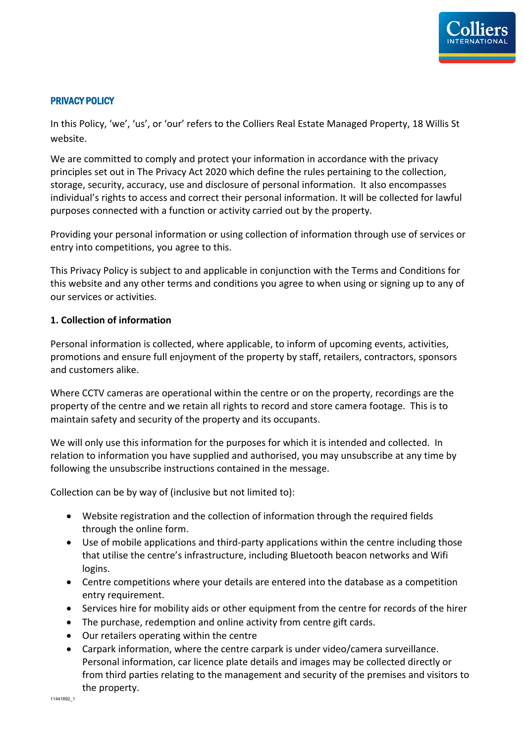## PRIVACY POLICY

In this Policy, 'we', 'us', or 'our' refers to the Colliers Real Estate Managed Property, 18 Willis St website.

We are committed to comply and protect your information in accordance with the privacy principles set out in The Privacy Act 2020 which define the rules pertaining to the collection, storage, security, accuracy, use and disclosure of personal information. It also encompasses individual's rights to access and correct their personal information. It will be collected for lawful purposes connected with a function or activity carried out by the property.

Providing your personal information or using collection of information through use of services or entry into competitions, you agree to this.

This Privacy Policy is subject to and applicable in conjunction with the Terms and Conditions for this website and any other terms and conditions you agree to when using or signing up to any of our services or activities.

**1. Collection of information**

Personal information is collected, where applicable, to inform of upcoming events, activities, promotions and ensure full enjoyment of the property by staff, retailers, contractors, sponsors and customers alike.

Where CCTV cameras are operational within the centre or on the property, recordings are the property of the centre and we retain all rights to record and store camera footage. This is to maintain safety and security of the property and its occupants.

We will only use this information for the purposes for which it is intended and collected. In relation to information you have supplied and authorised, you may unsubscribe at any time by following the unsubscribe instructions contained in the message.

Collection can be by way of (inclusive but not limited to):

- Website registration and the collection of information through the required fields through the online form.
- Use of mobile applications and third-party applications within the centre including those that utilise the centre's infrastructure, including Bluetooth beacon networks and Wifi logins.
- Centre competitions where your details are entered into the database as a competition entry requirement.
- Services hire for mobility aids or other equipment from the centre for records of the hirer
- The purchase, redemption and online activity from centre gift cards.
- Our retailers operating within the centre
- Carpark information, where the centre carpark is under video/camera surveillance. Personal information, car licence plate details and images may be collected directly or from third parties relating to the management and security of the premises and visitors to the property.

11441892_1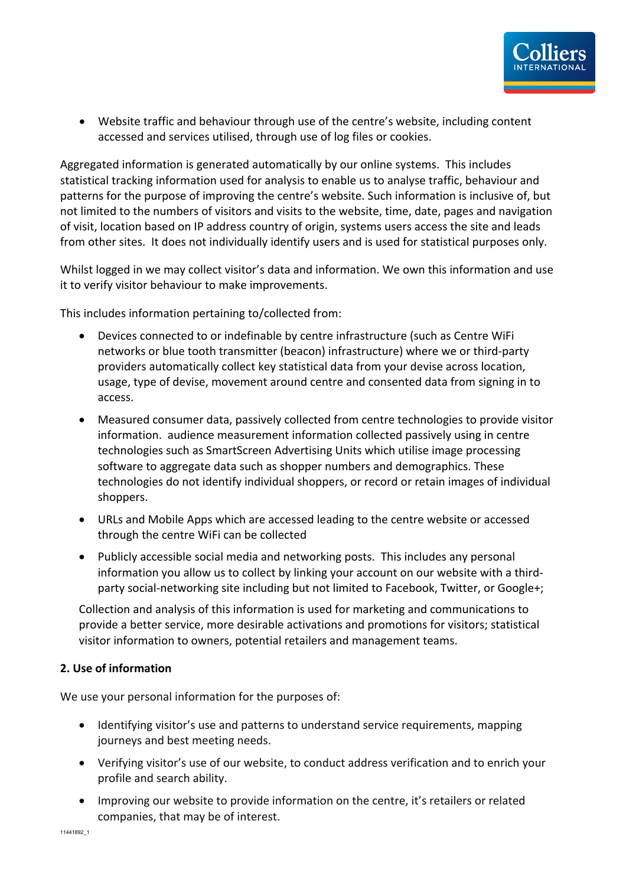- Website traffic and behaviour through use of the centre's website, including content accessed and services utilised, through use of log files or cookies.

Aggregated information is generated automatically by our online systems. This includes statistical tracking information used for analysis to enable us to analyse traffic, behaviour and patterns for the purpose of improving the centre's website. Such information is inclusive of, but not limited to the numbers of visitors and visits to the website, time, date, pages and navigation of visit, location based on IP address country of origin, systems users access the site and leads from other sites. It does not individually identify users and is used for statistical purposes only.

Whilst logged in we may collect visitor's data and information. We own this information and use it to verify visitor behaviour to make improvements.

This includes information pertaining to/collected from:

- Devices connected to or indefinable by centre infrastructure (such as Centre WiFi networks or blue tooth transmitter (beacon) infrastructure) where we or third-party providers automatically collect key statistical data from your devise across location, usage, type of devise, movement around centre and consented data from signing in to access.
- Measured consumer data, passively collected from centre technologies to provide visitor information. audience measurement information collected passively using in centre technologies such as SmartScreen Advertising Units which utilise image processing software to aggregate data such as shopper numbers and demographics. These technologies do not identify individual shoppers, or record or retain images of individual shoppers.
- URLs and Mobile Apps which are accessed leading to the centre website or accessed through the centre WiFi can be collected
- Publicly accessible social media and networking posts. This includes any personal information you allow us to collect by linking your account on our website with a third-party social-networking site including but not limited to Facebook, Twitter, or Google+;

Collection and analysis of this information is used for marketing and communications to provide a better service, more desirable activations and promotions for visitors; statistical visitor information to owners, potential retailers and management teams.

**2. Use of information**

We use your personal information for the purposes of:

- Identifying visitor's use and patterns to understand service requirements, mapping journeys and best meeting needs.
- Verifying visitor's use of our website, to conduct address verification and to enrich your profile and search ability.
- Improving our website to provide information on the centre, it's retailers or related companies, that may be of interest.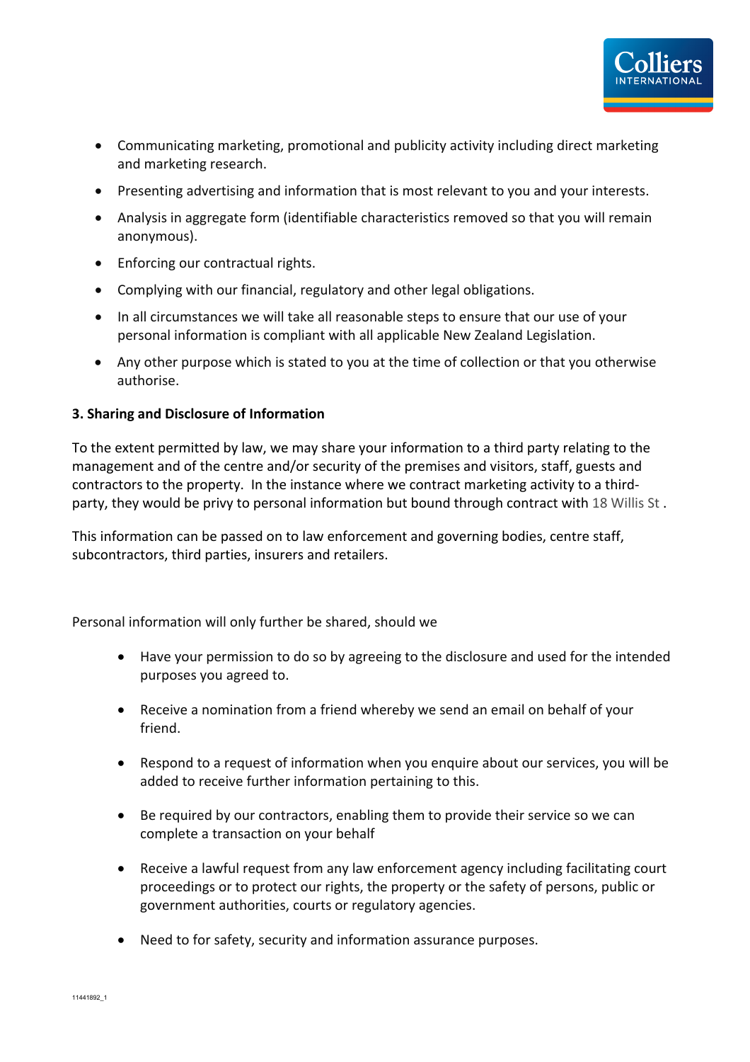- Communicating marketing, promotional and publicity activity including direct marketing and marketing research.
- Presenting advertising and information that is most relevant to you and your interests.
- Analysis in aggregate form (identifiable characteristics removed so that you will remain anonymous).
- Enforcing our contractual rights.
- Complying with our financial, regulatory and other legal obligations.
- In all circumstances we will take all reasonable steps to ensure that our use of your personal information is compliant with all applicable New Zealand Legislation.
- Any other purpose which is stated to you at the time of collection or that you otherwise authorise.

**3. Sharing and Disclosure of Information**

To the extent permitted by law, we may share your information to a third party relating to the management and of the centre and/or security of the premises and visitors, staff, guests and contractors to the property. In the instance where we contract marketing activity to a third-party, they would be privy to personal information but bound through contract with 18 Willis St .

This information can be passed on to law enforcement and governing bodies, centre staff, subcontractors, third parties, insurers and retailers.

Personal information will only further be shared, should we

- Have your permission to do so by agreeing to the disclosure and used for the intended purposes you agreed to.
- Receive a nomination from a friend whereby we send an email on behalf of your friend.
- Respond to a request of information when you enquire about our services, you will be added to receive further information pertaining to this.
- Be required by our contractors, enabling them to provide their service so we can complete a transaction on your behalf
- Receive a lawful request from any law enforcement agency including facilitating court proceedings or to protect our rights, the property or the safety of persons, public or government authorities, courts or regulatory agencies.
- Need to for safety, security and information assurance purposes.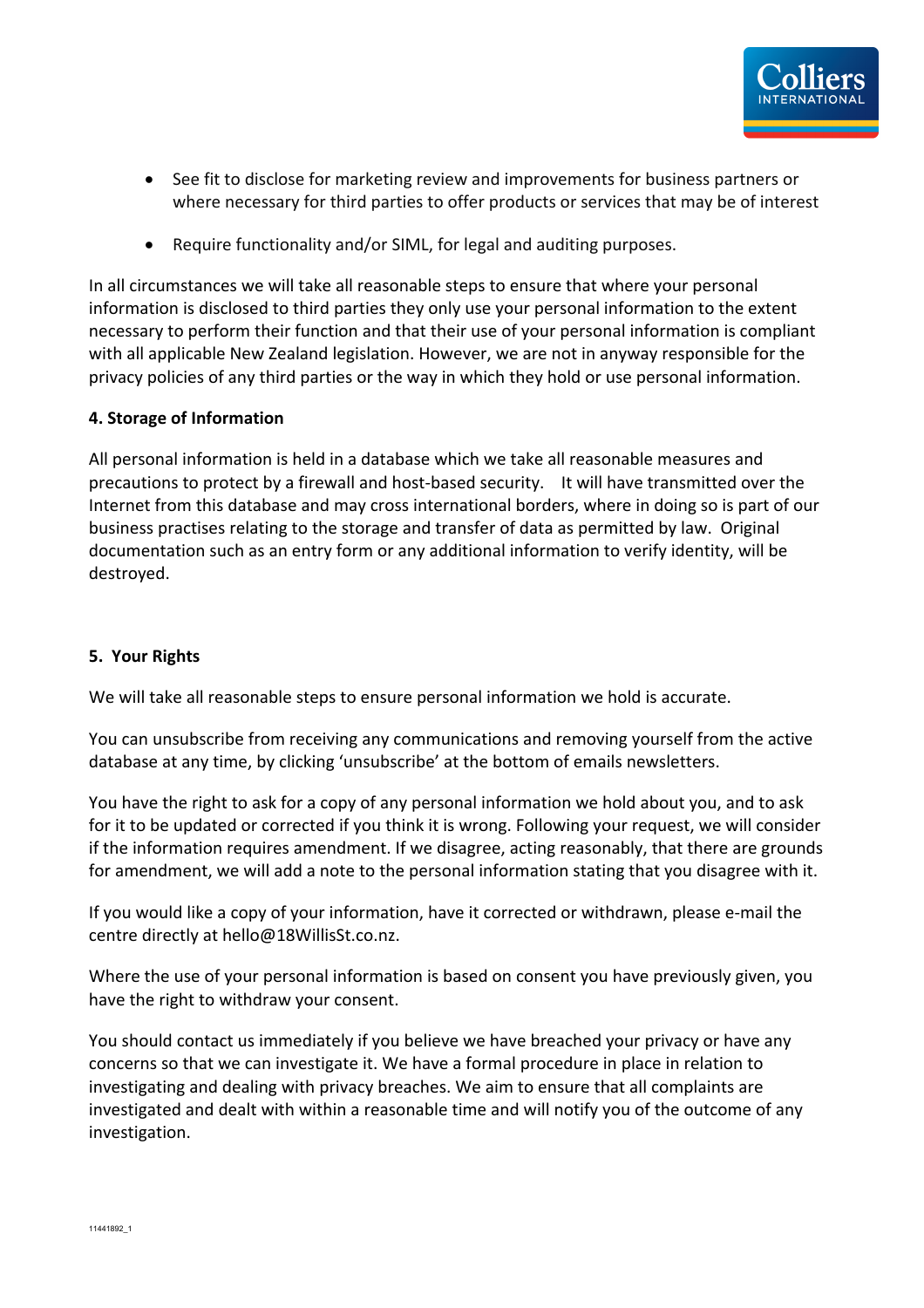- See fit to disclose for marketing review and improvements for business partners or where necessary for third parties to offer products or services that may be of interest
- Require functionality and/or SIML, for legal and auditing purposes.

In all circumstances we will take all reasonable steps to ensure that where your personal information is disclosed to third parties they only use your personal information to the extent necessary to perform their function and that their use of your personal information is compliant with all applicable New Zealand legislation. However, we are not in anyway responsible for the privacy policies of any third parties or the way in which they hold or use personal information.

**4. Storage of Information**

All personal information is held in a database which we take all reasonable measures and precautions to protect by a firewall and host-based security. It will have transmitted over the Internet from this database and may cross international borders, where in doing so is part of our business practises relating to the storage and transfer of data as permitted by law. Original documentation such as an entry form or any additional information to verify identity, will be destroyed.

**5. Your Rights**

We will take all reasonable steps to ensure personal information we hold is accurate.

You can unsubscribe from receiving any communications and removing yourself from the active database at any time, by clicking 'unsubscribe' at the bottom of emails newsletters.

You have the right to ask for a copy of any personal information we hold about you, and to ask for it to be updated or corrected if you think it is wrong. Following your request, we will consider if the information requires amendment. If we disagree, acting reasonably, that there are grounds for amendment, we will add a note to the personal information stating that you disagree with it.

If you would like a copy of your information, have it corrected or withdrawn, please e-mail the centre directly at hello@18WillisSt.co.nz.

Where the use of your personal information is based on consent you have previously given, you have the right to withdraw your consent.

You should contact us immediately if you believe we have breached your privacy or have any concerns so that we can investigate it. We have a formal procedure in place in relation to investigating and dealing with privacy breaches. We aim to ensure that all complaints are investigated and dealt with within a reasonable time and will notify you of the outcome of any investigation.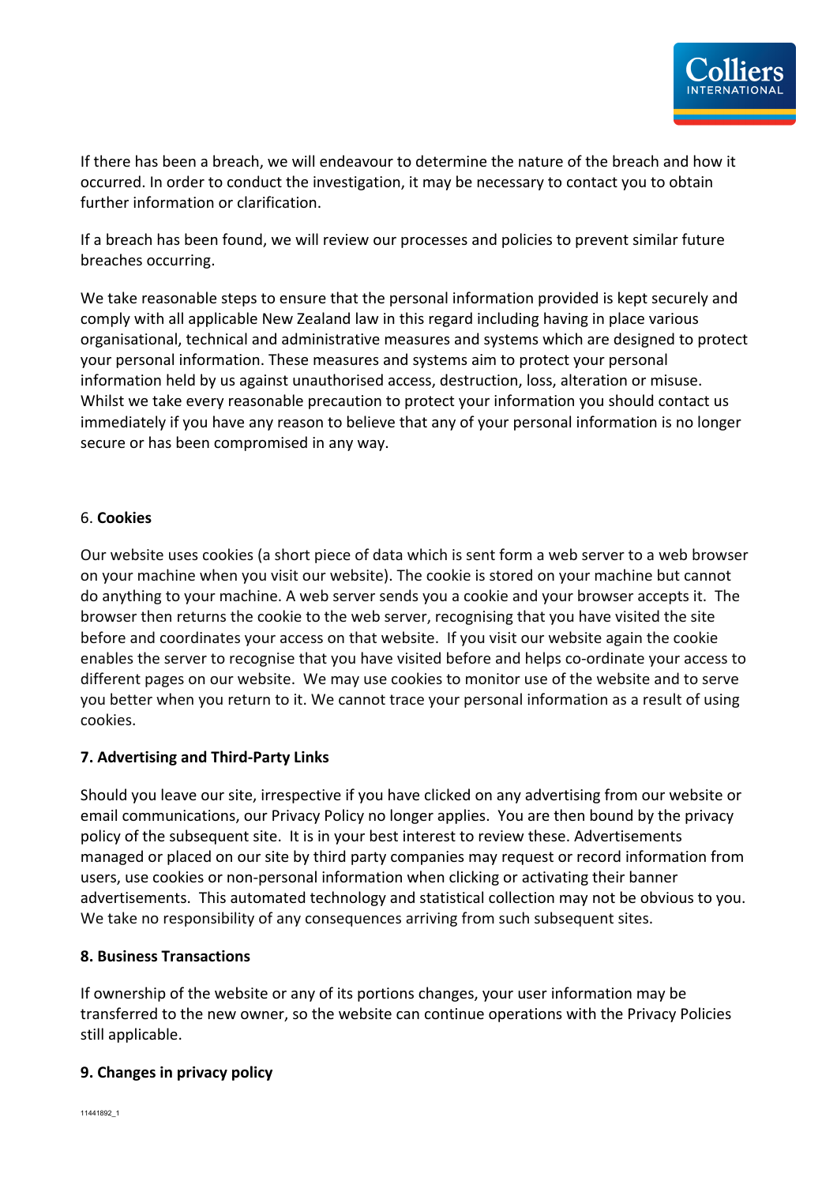If there has been a breach, we will endeavour to determine the nature of the breach and how it occurred. In order to conduct the investigation, it may be necessary to contact you to obtain further information or clarification.

If a breach has been found, we will review our processes and policies to prevent similar future breaches occurring.

We take reasonable steps to ensure that the personal information provided is kept securely and comply with all applicable New Zealand law in this regard including having in place various organisational, technical and administrative measures and systems which are designed to protect your personal information. These measures and systems aim to protect your personal information held by us against unauthorised access, destruction, loss, alteration or misuse. Whilst we take every reasonable precaution to protect your information you should contact us immediately if you have any reason to believe that any of your personal information is no longer secure or has been compromised in any way.

## 6. **Cookies**

Our website uses cookies (a short piece of data which is sent form a web server to a web browser on your machine when you visit our website). The cookie is stored on your machine but cannot do anything to your machine. A web server sends you a cookie and your browser accepts it. The browser then returns the cookie to the web server, recognising that you have visited the site before and coordinates your access on that website. If you visit our website again the cookie enables the server to recognise that you have visited before and helps co-ordinate your access to different pages on our website. We may use cookies to monitor use of the website and to serve you better when you return to it. We cannot trace your personal information as a result of using cookies.

## 7. Advertising and Third-Party Links

Should you leave our site, irrespective if you have clicked on any advertising from our website or email communications, our Privacy Policy no longer applies. You are then bound by the privacy policy of the subsequent site. It is in your best interest to review these. Advertisements managed or placed on our site by third party companies may request or record information from users, use cookies or non-personal information when clicking or activating their banner advertisements. This automated technology and statistical collection may not be obvious to you. We take no responsibility of any consequences arriving from such subsequent sites.

## 8. Business Transactions

If ownership of the website or any of its portions changes, your user information may be transferred to the new owner, so the website can continue operations with the Privacy Policies still applicable.

## 9. Changes in privacy policy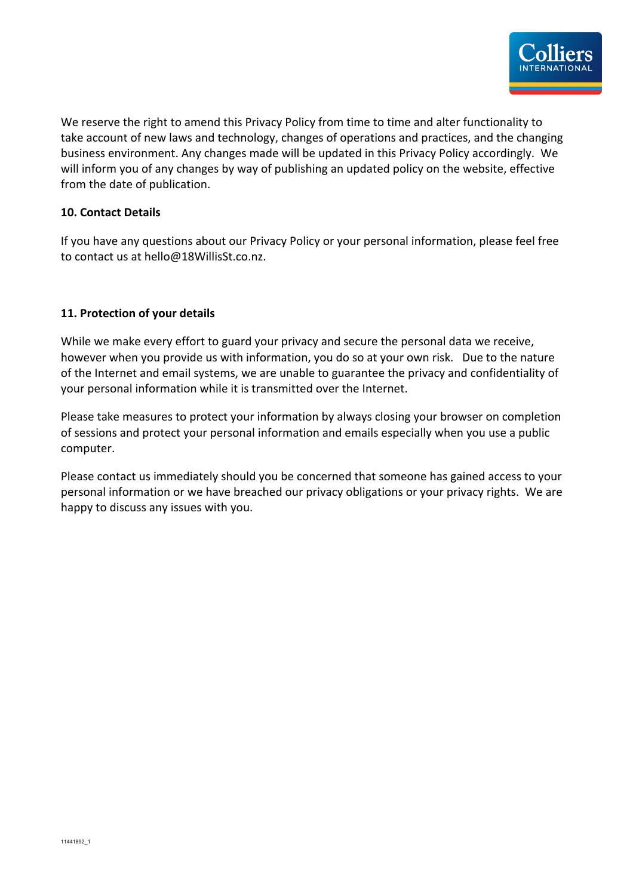We reserve the right to amend this Privacy Policy from time to time and alter functionality to take account of new laws and technology, changes of operations and practices, and the changing business environment. Any changes made will be updated in this Privacy Policy accordingly. We will inform you of any changes by way of publishing an updated policy on the website, effective from the date of publication.

**10. Contact Details**

If you have any questions about our Privacy Policy or your personal information, please feel free to contact us at hello@18WillisSt.co.nz.

**11. Protection of your details**

While we make every effort to guard your privacy and secure the personal data we receive, however when you provide us with information, you do so at your own risk. Due to the nature of the Internet and email systems, we are unable to guarantee the privacy and confidentiality of your personal information while it is transmitted over the Internet.

Please take measures to protect your information by always closing your browser on completion of sessions and protect your personal information and emails especially when you use a public computer.

Please contact us immediately should you be concerned that someone has gained access to your personal information or we have breached our privacy obligations or your privacy rights. We are happy to discuss any issues with you.

11441892_1